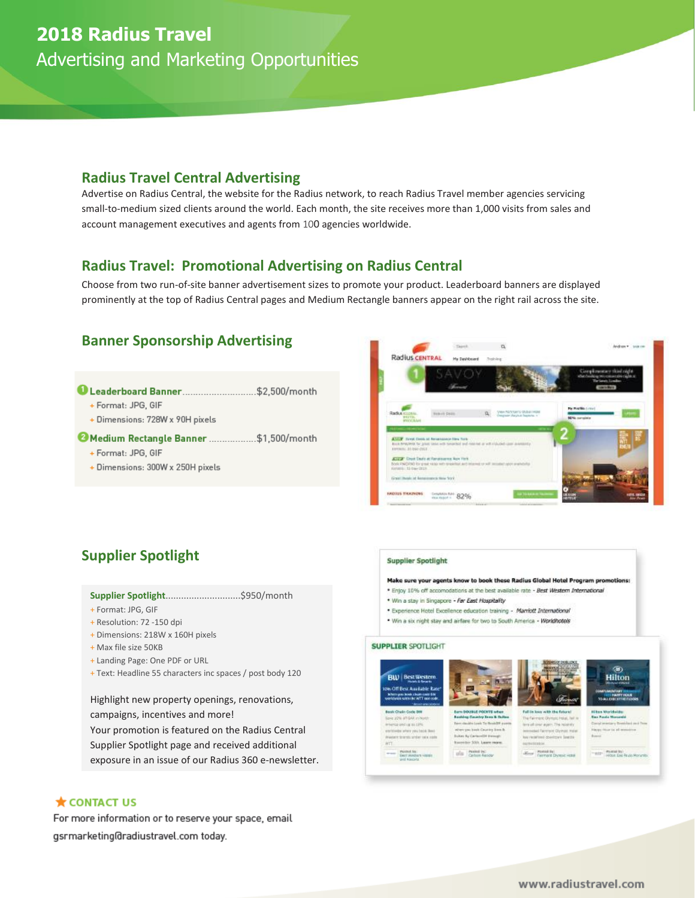# 2018 Radius Travel

Advertising and Marketing Opportunities

## Radius Travel Central Advertising

Advertise on Radius Central, the website for the Radius network, to reach Radius Travel member agencies servicing small-to-medium sized clients around the world. Each month, the site receives more than 1,000 visits from sales and account management executives and agents from 100 agencies worldwide.

## Radius Travel: Promotional Advertising on Radius Central

Choose from two run-of-site banner advertisement sizes to promote your product. Leaderboard banners are displayed prominently at the top of Radius Central pages and Medium Rectangle banners appear on the right rail across the site.

## Banner Sponsorship Advertising

1. **Leaderboard Banner**............................$2,500/month
   - Format: JPG, GIF
   - Dimensions: 728W x 90H pixels
2. **Medium Rectangle Banner** ..................$1,500/month
   - Format: JPG, GIF
   - Dimensions: 300W x 250H pixels

## Supplier Spotlight

**Supplier Spotlight**............................$950/month

- Format: JPG, GIF
- Resolution: 72 -150 dpi
- Dimensions: 218W x 160H pixels
- Max file size 50KB
- Landing Page: One PDF or URL
- Text: Headline 55 characters inc spaces / post body 120

Highlight new property openings, renovations, campaigns, incentives and more!
Your promotion is featured on the Radius Central Supplier Spotlight page and received additional exposure in an issue of our Radius 360 e-newsletter.

### ★ CONTACT US

For more information or to reserve your space, email gsrmarketing@radiustravel.com today.

www.radiustravel.com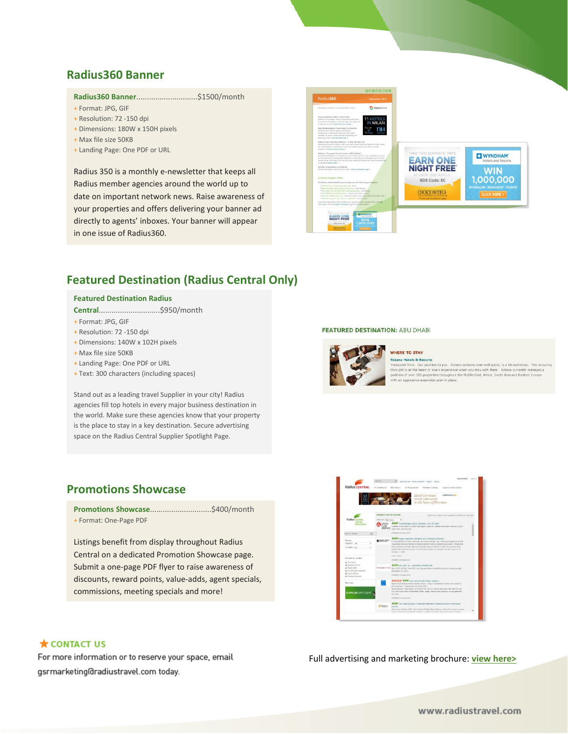## Radius360 Banner

**Radius360 Banner**.............................$1500/month

+ Format: JPG, GIF
+ Resolution: 72 -150 dpi
+ Dimensions: 180W x 150H pixels
+ Max file size 50KB
+ Landing Page: One PDF or URL

Radius 350 is a monthly e-newsletter that keeps all Radius member agencies around the world up to date on important network news. Raise awareness of your properties and offers delivering your banner ad directly to agents' inboxes. Your banner will appear in one issue of Radius360.

## Featured Destination (Radius Central Only)

**Featured Destination Radius Central**.............................$950/month

+ Format: JPG, GIF
+ Resolution: 72 -150 dpi
+ Dimensions: 140W x 102H pixels
+ Max file size 50KB
+ Landing Page: One PDF or URL
+ Text: 300 characters (including spaces)

Stand out as a leading travel Supplier in your city! Radius agencies fill top hotels in every major business destination in the world. Make sure these agencies know that your property is the place to stay in a key destination. Secure advertising space on the Radius Central Supplier Spotlight Page.

## Promotions Showcase

**Promotions Showcase**.............................$400/month

+ Format: One-Page PDF

Listings benefit from display throughout Radius Central on a dedicated Promotion Showcase page. Submit a one-page PDF flyer to raise awareness of discounts, reward points, value-adds, agent specials, commissions, meeting specials and more!

**CONTACT US**

For more information or to reserve your space, email gsrmarketing@radiustravel.com today.

Full advertising and marketing brochure: [view here>]

www.radiustravel.com